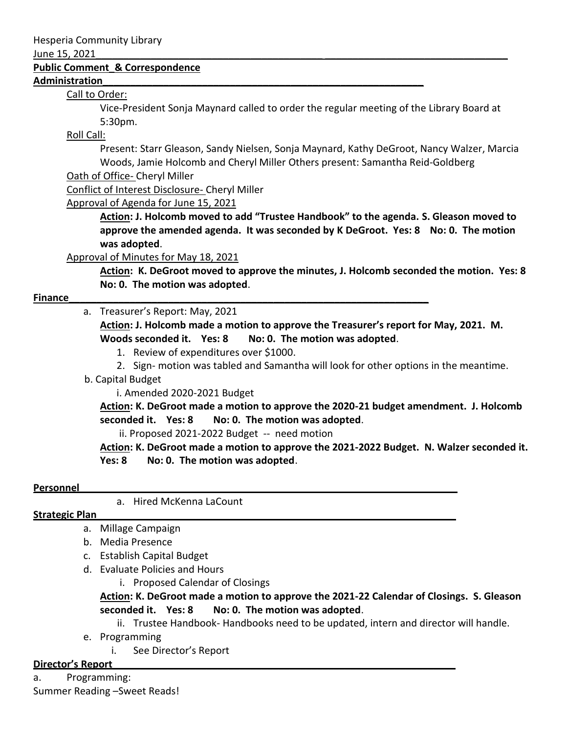Hesperia Community Library

June 15, 2021

**Public Comment_& Correspondence**

**Administration**

Call to Order:

Vice-President Sonja Maynard called to order the regular meeting of the Library Board at 5:30pm.

Roll Call:

Present: Starr Gleason, Sandy Nielsen, Sonja Maynard, Kathy DeGroot, Nancy Walzer, Marcia Woods, Jamie Holcomb and Cheryl Miller Others present: Samantha Reid-Goldberg

Oath of Office- Cheryl Miller

Conflict of Interest Disclosure- Cheryl Miller

Approval of Agenda for June 15, 2021

**Action: J. Holcomb moved to add "Trustee Handbook" to the agenda. S. Gleason moved to approve the amended agenda. It was seconded by K DeGroot. Yes: 8 No: 0. The motion was adopted**.

Approval of Minutes for May 18, 2021

**Action: K. DeGroot moved to approve the minutes, J. Holcomb seconded the motion. Yes: 8 No: 0. The motion was adopted**.

**Finance**

a. Treasurer's Report: May, 2021

**Action: J. Holcomb made a motion to approve the Treasurer's report for May, 2021. M. Woods seconded it. Yes: 8 No: 0. The motion was adopted**.

1. Review of expenditures over $1000.
2. Sign- motion was tabled and Samantha will look for other options in the meantime.

b. Capital Budget

i. Amended 2020-2021 Budget

**Action: K. DeGroot made a motion to approve the 2020-21 budget amendment. J. Holcomb seconded it. Yes: 8 No: 0. The motion was adopted**.

ii. Proposed 2021-2022 Budget -- need motion

**Action: K. DeGroot made a motion to approve the 2021-2022 Budget. N. Walzer seconded it. Yes: 8 No: 0. The motion was adopted**.

**Personnel**

a. Hired McKenna LaCount

**Strategic Plan**

a. Millage Campaign
b. Media Presence
c. Establish Capital Budget
d. Evaluate Policies and Hours

i. Proposed Calendar of Closings

**Action: K. DeGroot made a motion to approve the 2021-22 Calendar of Closings. S. Gleason seconded it. Yes: 8 No: 0. The motion was adopted**.

ii. Trustee Handbook- Handbooks need to be updated, intern and director will handle.

e. Programming

i. See Director's Report

**Director's Report**

a. Programming:

Summer Reading –Sweet Reads!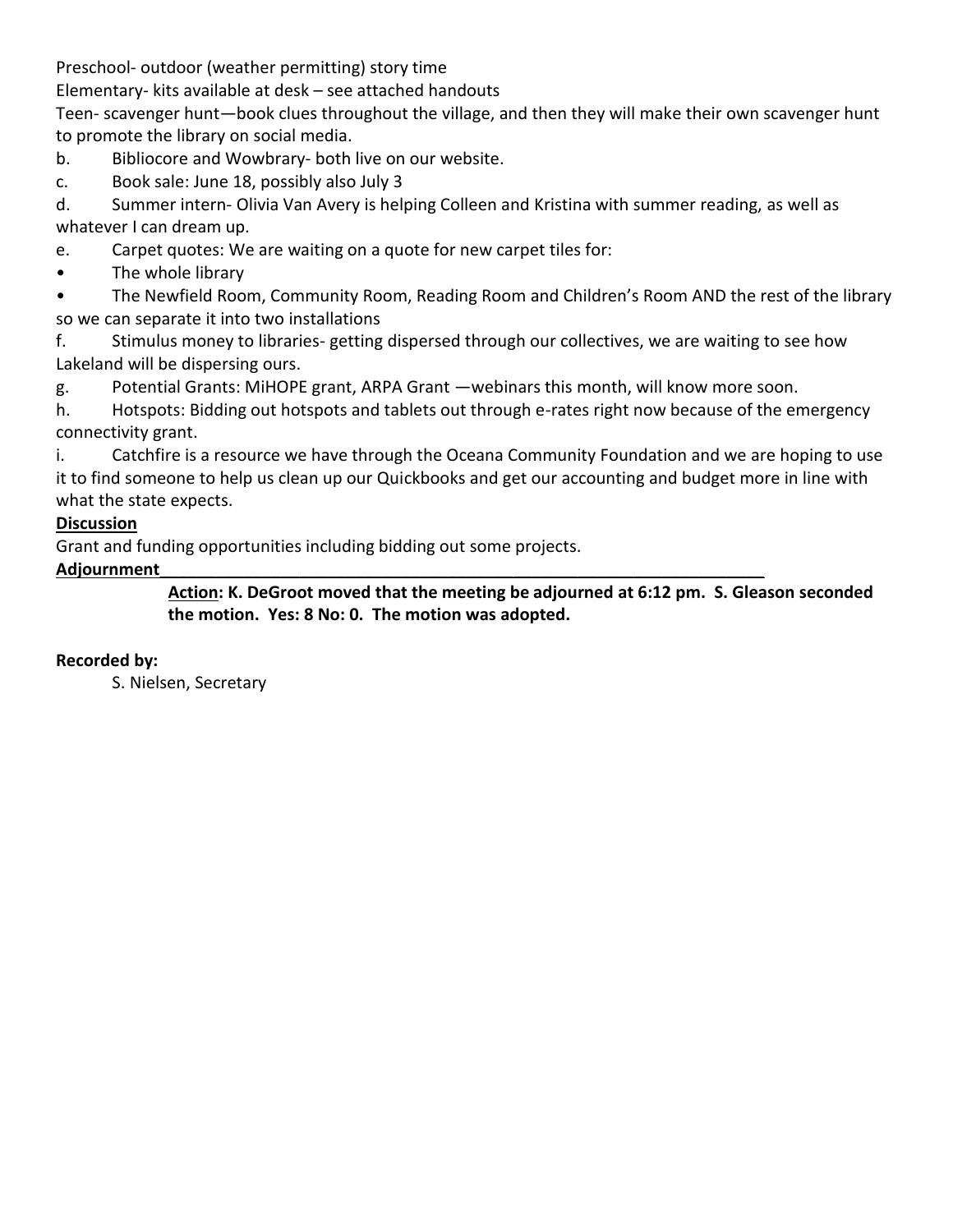Preschool- outdoor (weather permitting) story time

Elementary- kits available at desk – see attached handouts

Teen- scavenger hunt—book clues throughout the village, and then they will make their own scavenger hunt to promote the library on social media.

b. Bibliocore and Wowbrary- both live on our website.

c. Book sale: June 18, possibly also July 3

d. Summer intern- Olivia Van Avery is helping Colleen and Kristina with summer reading, as well as whatever I can dream up.

e. Carpet quotes: We are waiting on a quote for new carpet tiles for:

- The whole library
- The Newfield Room, Community Room, Reading Room and Children's Room AND the rest of the library so we can separate it into two installations

f. Stimulus money to libraries- getting dispersed through our collectives, we are waiting to see how Lakeland will be dispersing ours.

g. Potential Grants: MiHOPE grant, ARPA Grant —webinars this month, will know more soon.

h. Hotspots: Bidding out hotspots and tablets out through e-rates right now because of the emergency connectivity grant.

i. Catchfire is a resource we have through the Oceana Community Foundation and we are hoping to use it to find someone to help us clean up our Quickbooks and get our accounting and budget more in line with what the state expects.

**Discussion**

Grant and funding opportunities including bidding out some projects.

**Adjournment**

> **Action: K. DeGroot moved that the meeting be adjourned at 6:12 pm. S. Gleason seconded the motion. Yes: 8 No: 0. The motion was adopted.**

**Recorded by:**

S. Nielsen, Secretary